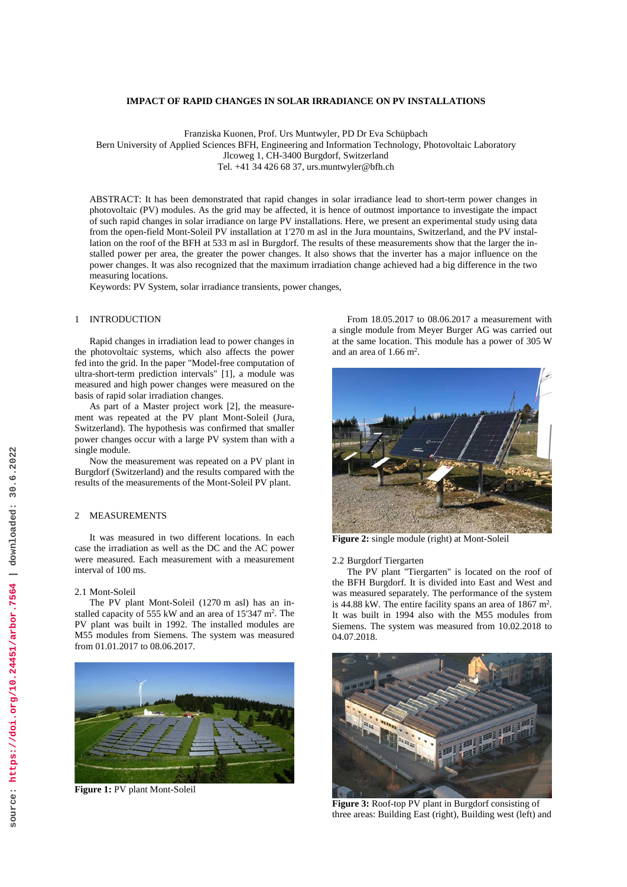# IMPACT OF RAPID CHANGES IN SOLAR IRRADIANCE ON PV INSTALLATIONS

Franziska Kuonen, Prof. Urs Muntwyler, PD Dr Eva Schüpbach
Bern University of Applied Sciences BFH, Engineering and Information Technology, Photovoltaic Laboratory
Jlcoweg 1, CH-3400 Burgdorf, Switzerland
Tel. +41 34 426 68 37, urs.muntwyler@bfh.ch

ABSTRACT: It has been demonstrated that rapid changes in solar irradiance lead to short-term power changes in photovoltaic (PV) modules. As the grid may be affected, it is hence of outmost importance to investigate the impact of such rapid changes in solar irradiance on large PV installations. Here, we present an experimental study using data from the open-field Mont-Soleil PV installation at 1'270 m asl in the Jura mountains, Switzerland, and the PV installation on the roof of the BFH at 533 m asl in Burgdorf. The results of these measurements show that the larger the installed power per area, the greater the power changes. It also shows that the inverter has a major influence on the power changes. It was also recognized that the maximum irradiation change achieved had a big difference in the two measuring locations.

Keywords: PV System, solar irradiance transients, power changes,

## 1 INTRODUCTION

Rapid changes in irradiation lead to power changes in the photovoltaic systems, which also affects the power fed into the grid. In the paper "Model-free computation of ultra-short-term prediction intervals" [1], a module was measured and high power changes were measured on the basis of rapid solar irradiation changes.

As part of a Master project work [2], the measurement was repeated at the PV plant Mont-Soleil (Jura, Switzerland). The hypothesis was confirmed that smaller power changes occur with a large PV system than with a single module.

Now the measurement was repeated on a PV plant in Burgdorf (Switzerland) and the results compared with the results of the measurements of the Mont-Soleil PV plant.

## 2 MEASUREMENTS

It was measured in two different locations. In each case the irradiation as well as the DC and the AC power were measured. Each measurement with a measurement interval of 100 ms.

### 2.1 Mont-Soleil

The PV plant Mont-Soleil (1270 m asl) has an installed capacity of 555 kW and an area of 15'347 m$^2$. The PV plant was built in 1992. The installed modules are M55 modules from Siemens. The system was measured from 01.01.2017 to 08.06.2017.

**Figure 1:** PV plant Mont-Soleil

From 18.05.2017 to 08.06.2017 a measurement with a single module from Meyer Burger AG was carried out at the same location. This module has a power of 305 W and an area of 1.66 m$^2$.

**Figure 2:** single module (right) at Mont-Soleil

### 2.2 Burgdorf Tiergarten

The PV plant "Tiergarten" is located on the roof of the BFH Burgdorf. It is divided into East and West and was measured separately. The performance of the system is 44.88 kW. The entire facility spans an area of 1867 m$^2$. It was built in 1994 also with the M55 modules from Siemens. The system was measured from 10.02.2018 to 04.07.2018.

**Figure 3:** Roof-top PV plant in Burgdorf consisting of three areas: Building East (right), Building west (left) and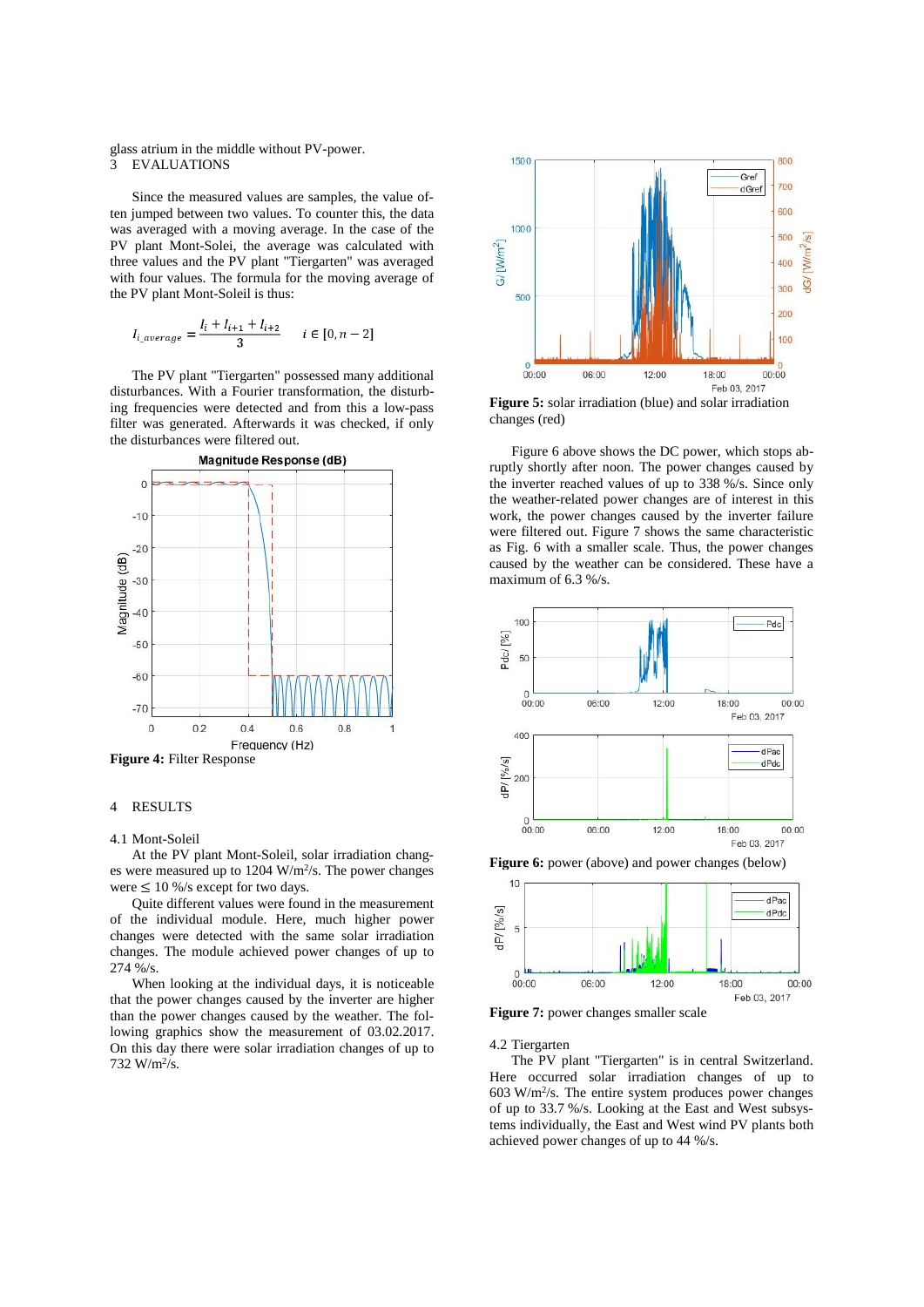glass atrium in the middle without PV-power.

# 3 EVALUATIONS

Since the measured values are samples, the value often jumped between two values. To counter this, the data was averaged with a moving average. In the case of the PV plant Mont-Soleil, the average was calculated with three values and the PV plant "Tiergarten" was averaged with four values. The formula for the moving average of the PV plant Mont-Soleil is thus:

$$I_{i\_average} = \frac{I_i + I_{i+1} + I_{i+2}}{3} \qquad i \in [0, n-2]$$

The PV plant "Tiergarten" possessed many additional disturbances. With a Fourier transformation, the disturbing frequencies were detected and from this a low-pass filter was generated. Afterwards it was checked, if only the disturbances were filtered out.

**Figure 4:** Filter Response

# 4 RESULTS

## 4.1 Mont-Soleil

At the PV plant Mont-Soleil, solar irradiation changes were measured up to 1204 W/m²/s. The power changes were ≤ 10 %/s except for two days.

Quite different values were found in the measurement of the individual module. Here, much higher power changes were detected with the same solar irradiation changes. The module achieved power changes of up to 274 %/s.

When looking at the individual days, it is noticeable that the power changes caused by the inverter are higher than the power changes caused by the weather. The following graphics show the measurement of 03.02.2017. On this day there were solar irradiation changes of up to 732 W/m²/s.

**Figure 5:** solar irradiation (blue) and solar irradiation changes (red)

Figure 6 above shows the DC power, which stops abruptly shortly after noon. The power changes caused by the inverter reached values of up to 338 %/s. Since only the weather-related power changes are of interest in this work, the power changes caused by the inverter failure were filtered out. Figure 7 shows the same characteristic as Fig. 6 with a smaller scale. Thus, the power changes caused by the weather can be considered. These have a maximum of 6.3 %/s.

**Figure 6:** power (above) and power changes (below)

**Figure 7:** power changes smaller scale

## 4.2 Tiergarten

The PV plant "Tiergarten" is in central Switzerland. Here occurred solar irradiation changes of up to 603 W/m²/s. The entire system produces power changes of up to 33.7 %/s. Looking at the East and West subsystems individually, the East and West wind PV plants both achieved power changes of up to 44 %/s.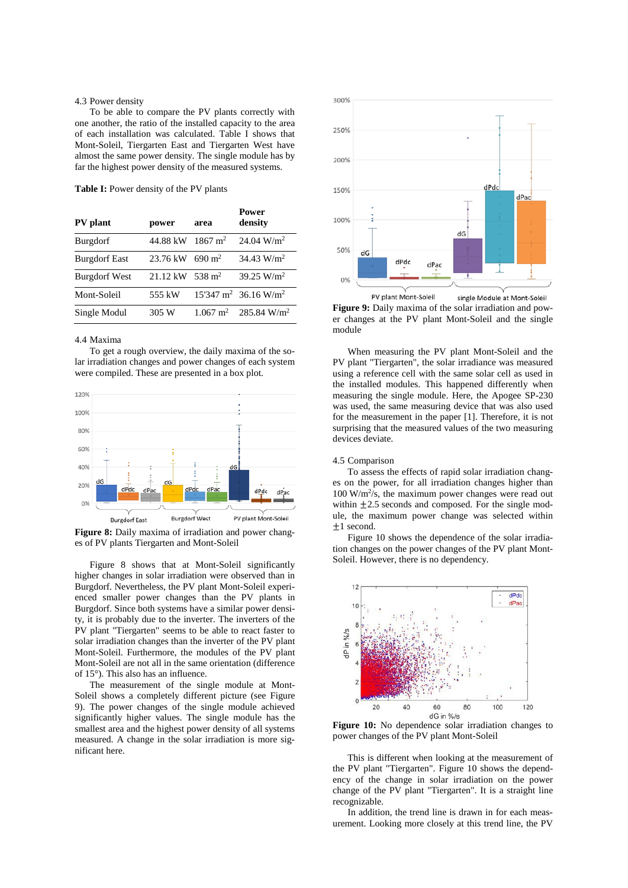4.3 Power density

To be able to compare the PV plants correctly with one another, the ratio of the installed capacity to the area of each installation was calculated. Table I shows that Mont-Soleil, Tiergarten East and Tiergarten West have almost the same power density. The single module has by far the highest power density of the measured systems.

**Table I:** Power density of the PV plants

| PV plant | power | area | Power density |
|---|---|---|---|
| Burgdorf | 44.88 kW | 1867 $m^2$ | 24.04 $W/m^2$ |
| Burgdorf East | 23.76 kW | 690 $m^2$ | 34.43 $W/m^2$ |
| Burgdorf West | 21.12 kW | 538 $m^2$ | 39.25 $W/m^2$ |
| Mont-Soleil | 555 kW | 15'347 $m^2$ | 36.16 $W/m^2$ |
| Single Modul | 305 W | 1.067 $m^2$ | 285.84 $W/m^2$ |

4.4 Maxima

To get a rough overview, the daily maxima of the solar irradiation changes and power changes of each system were compiled. These are presented in a box plot.

**Figure 8:** Daily maxima of irradiation and power changes of PV plants Tiergarten and Mont-Soleil

Figure 8 shows that at Mont-Soleil significantly higher changes in solar irradiation were observed than in Burgdorf. Nevertheless, the PV plant Mont-Soleil experienced smaller power changes than the PV plants in Burgdorf. Since both systems have a similar power density, it is probably due to the inverter. The inverters of the PV plant "Tiergarten" seems to be able to react faster to solar irradiation changes than the inverter of the PV plant Mont-Soleil. Furthermore, the modules of the PV plant Mont-Soleil are not all in the same orientation (difference of 15°). This also has an influence.

The measurement of the single module at Mont-Soleil shows a completely different picture (see Figure 9). The power changes of the single module achieved significantly higher values. The single module has the smallest area and the highest power density of all systems measured. A change in the solar irradiation is more significant here.

**Figure 9:** Daily maxima of the solar irradiation and power changes at the PV plant Mont-Soleil and the single module

When measuring the PV plant Mont-Soleil and the PV plant "Tiergarten", the solar irradiance was measured using a reference cell with the same solar cell as used in the installed modules. This happened differently when measuring the single module. Here, the Apogee SP-230 was used, the same measuring device that was also used for the measurement in the paper [1]. Therefore, it is not surprising that the measured values of the two measuring devices deviate.

4.5 Comparison

To assess the effects of rapid solar irradiation changes on the power, for all irradiation changes higher than 100 $W/m^2/s$, the maximum power changes were read out within $\pm 2.5$ seconds and composed. For the single module, the maximum power change was selected within $\pm 1$ second.

Figure 10 shows the dependence of the solar irradiation changes on the power changes of the PV plant Mont-Soleil. However, there is no dependency.

**Figure 10:** No dependence solar irradiation changes to power changes of the PV plant Mont-Soleil

This is different when looking at the measurement of the PV plant "Tiergarten". Figure 10 shows the dependency of the change in solar irradiation on the power change of the PV plant "Tiergarten". It is a straight line recognizable.

In addition, the trend line is drawn in for each measurement. Looking more closely at this trend line, the PV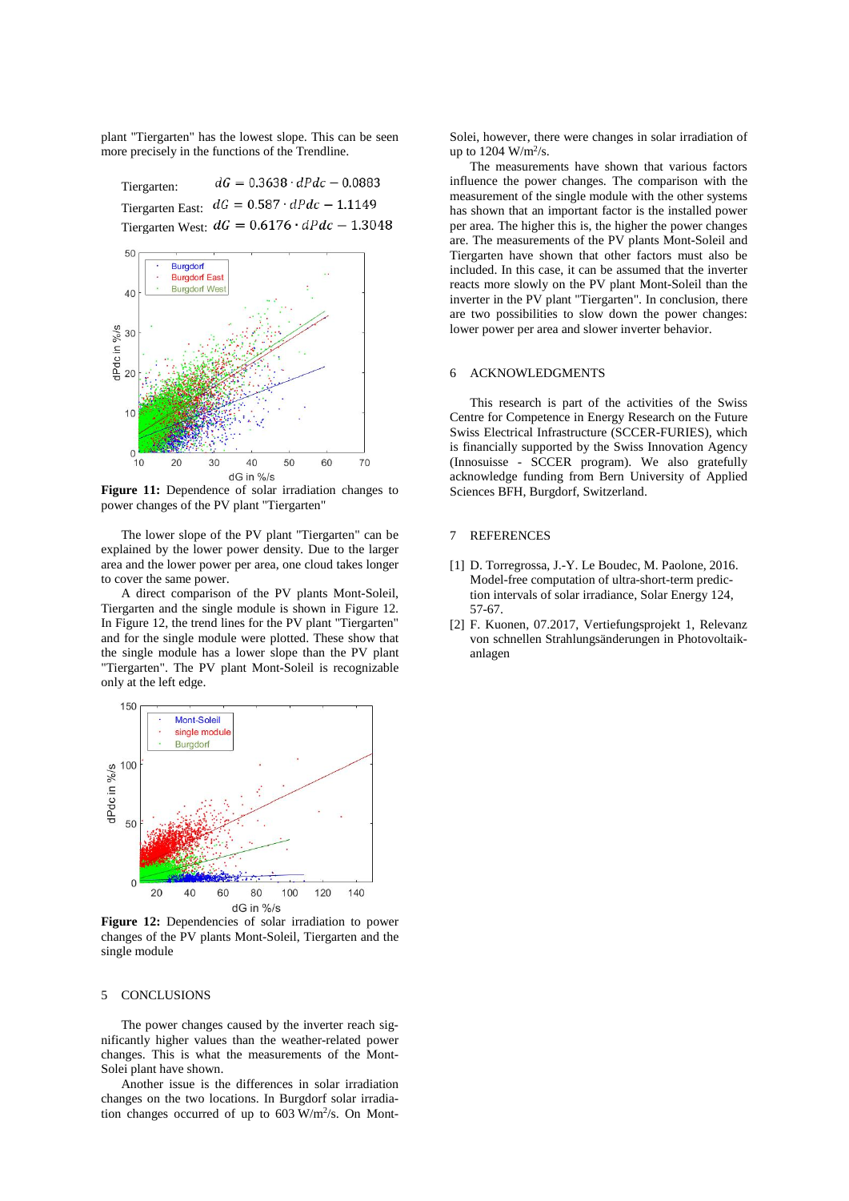plant "Tiergarten" has the lowest slope. This can be seen more precisely in the functions of the Trendline.

Tiergarten: $dG = 0.3638 \cdot dPdc - 0.0883$

Tiergarten East: $dG = 0.587 \cdot dPdc - 1.1149$

Tiergarten West: $dG = 0.6176 \cdot dPdc - 1.3048$

Burgdorf
Burgdorf East
Burgdorf West
dPdc in %/s
dG in %/s
0
10
20
30
40
50
10
20
30
40
50
60
70

**Figure 11:** Dependence of solar irradiation changes to power changes of the PV plant "Tiergarten"

The lower slope of the PV plant "Tiergarten" can be explained by the lower power density. Due to the larger area and the lower power per area, one cloud takes longer to cover the same power.

A direct comparison of the PV plants Mont-Soleil, Tiergarten and the single module is shown in Figure 12. In Figure 12, the trend lines for the PV plant "Tiergarten" and for the single module were plotted. These show that the single module has a lower slope than the PV plant "Tiergarten". The PV plant Mont-Soleil is recognizable only at the left edge.

Mont-Soleil
single module
Burgdorf
dPdc in %/s
dG in %/s
0
50
100
150
20
40
60
80
100
120
140

**Figure 12:** Dependencies of solar irradiation to power changes of the PV plants Mont-Soleil, Tiergarten and the single module

## 5 CONCLUSIONS

The power changes caused by the inverter reach significantly higher values than the weather-related power changes. This is what the measurements of the Mont-Solei plant have shown.

Another issue is the differences in solar irradiation changes on the two locations. In Burgdorf solar irradiation changes occurred of up to 603 W/m²/s. On Mont-Solei, however, there were changes in solar irradiation of up to 1204 W/m²/s.

The measurements have shown that various factors influence the power changes. The comparison with the measurement of the single module with the other systems has shown that an important factor is the installed power per area. The higher this is, the higher the power changes are. The measurements of the PV plants Mont-Soleil and Tiergarten have shown that other factors must also be included. In this case, it can be assumed that the inverter reacts more slowly on the PV plant Mont-Soleil than the inverter in the PV plant "Tiergarten". In conclusion, there are two possibilities to slow down the power changes: lower power per area and slower inverter behavior.

## 6 ACKNOWLEDGMENTS

This research is part of the activities of the Swiss Centre for Competence in Energy Research on the Future Swiss Electrical Infrastructure (SCCER-FURIES), which is financially supported by the Swiss Innovation Agency (Innosuisse - SCCER program). We also gratefully acknowledge funding from Bern University of Applied Sciences BFH, Burgdorf, Switzerland.

## 7 REFERENCES

[1] D. Torregrossa, J.-Y. Le Boudec, M. Paolone, 2016. Model-free computation of ultra-short-term prediction intervals of solar irradiance, Solar Energy 124, 57-67.

[2] F. Kuonen, 07.2017, Vertiefungsprojekt 1, Relevanz von schnellen Strahlungsänderungen in Photovoltaikanlagen